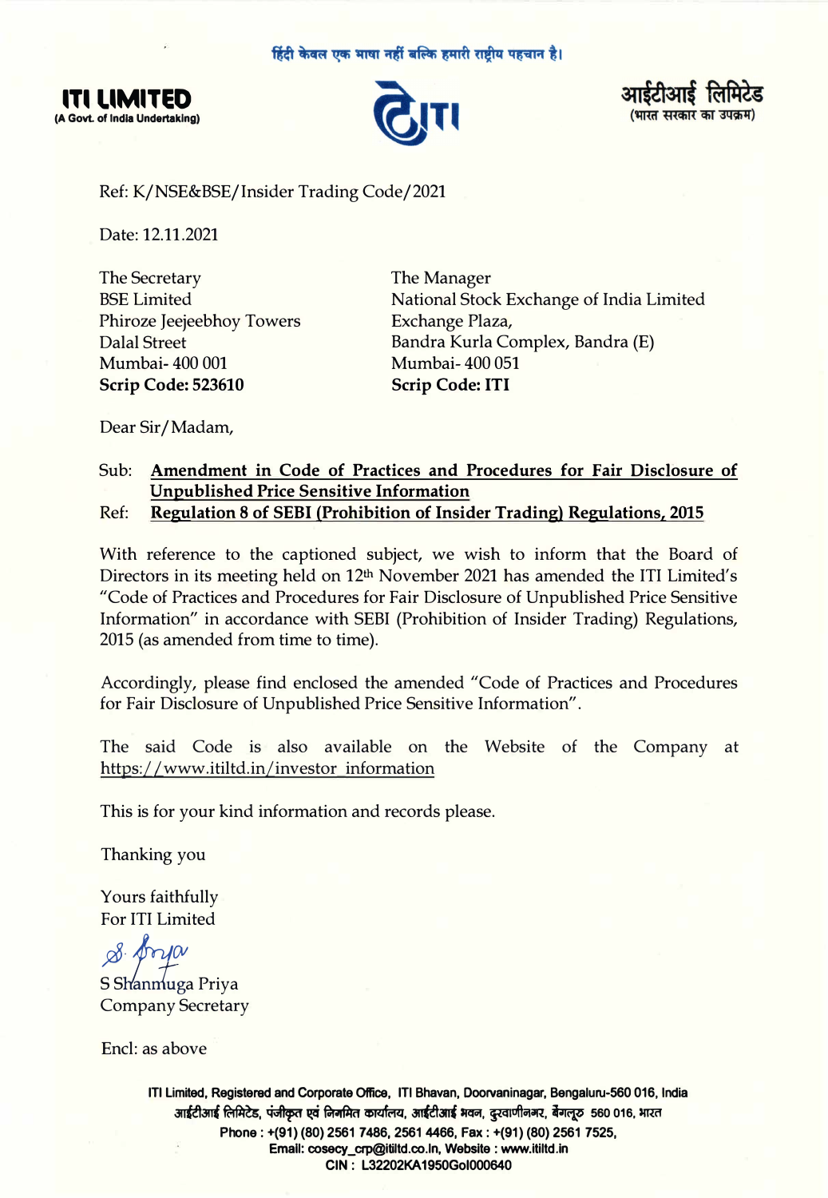हिंदी केवल एक भाषा नहीं बल्कि हमारी राष्ट्रीय पहचान है।

**ITI LIMITED**
**(A Govt. of India Undertaking)**

**आईटीआई लिमिटेड**
**(भारत सरकार का उपक्रम)**

Ref: K/NSE&BSE/Insider Trading Code/2021

Date: 12.11.2021

| The Secretary | The Manager |
|---|---|
| BSE Limited | National Stock Exchange of India Limited |
| Phiroze Jeejeebhoy Towers | Exchange Plaza, |
| Dalal Street | Bandra Kurla Complex, Bandra (E) |
| Mumbai- 400 001 | Mumbai- 400 051 |
| **Scrip Code: 523610** | **Scrip Code: ITI** |

Dear Sir/Madam,

Sub: **Amendment in Code of Practices and Procedures for Fair Disclosure of Unpublished Price Sensitive Information**

Ref: **Regulation 8 of SEBI (Prohibition of Insider Trading) Regulations, 2015**

With reference to the captioned subject, we wish to inform that the Board of Directors in its meeting held on 12th November 2021 has amended the ITI Limited's "Code of Practices and Procedures for Fair Disclosure of Unpublished Price Sensitive Information" in accordance with SEBI (Prohibition of Insider Trading) Regulations, 2015 (as amended from time to time).

Accordingly, please find enclosed the amended "Code of Practices and Procedures for Fair Disclosure of Unpublished Price Sensitive Information".

The said Code is also available on the Website of the Company at https://www.itiltd.in/investor_information

This is for your kind information and records please.

Thanking you

Yours faithfully
For ITI Limited

S Shanmuga Priya
Company Secretary

Encl: as above

ITI Limited, Registered and Corporate Office, ITI Bhavan, Doorvaninagar, Bengaluru-560 016, India
आईटीआई लिमिटेड, पंजीकृत एवं निगमित कार्यालय, आईटीआई भवन, दूरवाणीनगर, बेंगलूरु 560 016, भारत
Phone : +(91) (80) 2561 7486, 2561 4466, Fax : +(91) (80) 2561 7525,
Email: cosecy_crp@itiltd.co.in, Website : www.itiltd.in
CIN : L32202KA1950GoI000640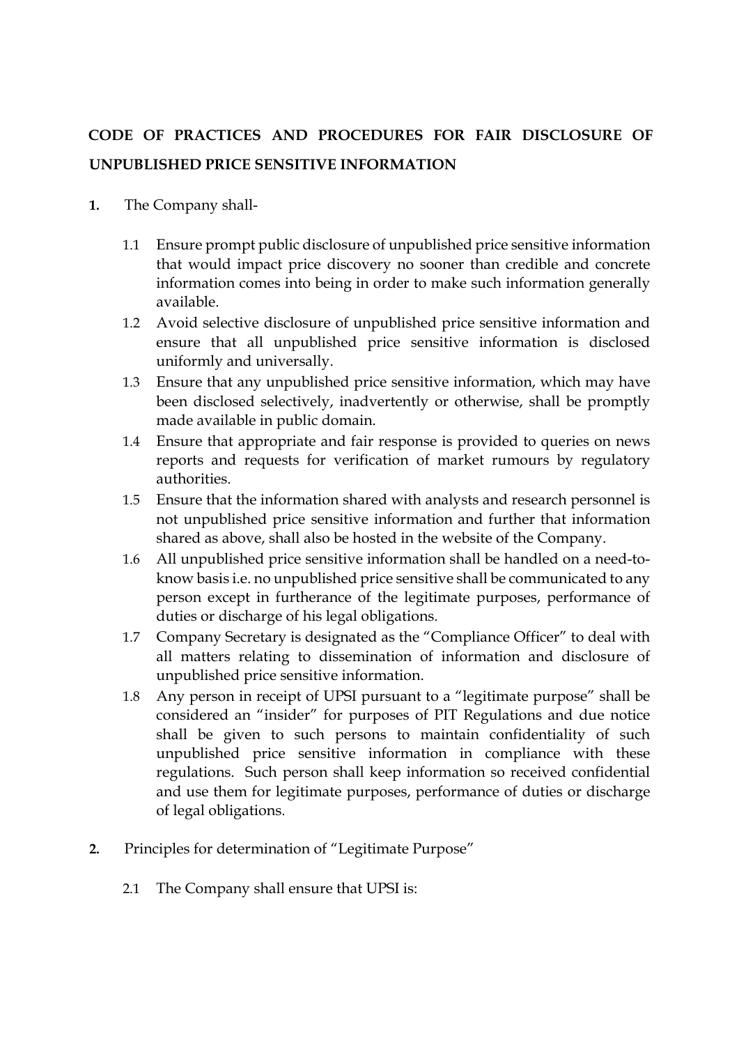# CODE OF PRACTICES AND PROCEDURES FOR FAIR DISCLOSURE OF UNPUBLISHED PRICE SENSITIVE INFORMATION

**1.** The Company shall-

1.1 Ensure prompt public disclosure of unpublished price sensitive information that would impact price discovery no sooner than credible and concrete information comes into being in order to make such information generally available.

1.2 Avoid selective disclosure of unpublished price sensitive information and ensure that all unpublished price sensitive information is disclosed uniformly and universally.

1.3 Ensure that any unpublished price sensitive information, which may have been disclosed selectively, inadvertently or otherwise, shall be promptly made available in public domain.

1.4 Ensure that appropriate and fair response is provided to queries on news reports and requests for verification of market rumours by regulatory authorities.

1.5 Ensure that the information shared with analysts and research personnel is not unpublished price sensitive information and further that information shared as above, shall also be hosted in the website of the Company.

1.6 All unpublished price sensitive information shall be handled on a need-to-know basis i.e. no unpublished price sensitive shall be communicated to any person except in furtherance of the legitimate purposes, performance of duties or discharge of his legal obligations.

1.7 Company Secretary is designated as the "Compliance Officer" to deal with all matters relating to dissemination of information and disclosure of unpublished price sensitive information.

1.8 Any person in receipt of UPSI pursuant to a "legitimate purpose" shall be considered an "insider" for purposes of PIT Regulations and due notice shall be given to such persons to maintain confidentiality of such unpublished price sensitive information in compliance with these regulations. Such person shall keep information so received confidential and use them for legitimate purposes, performance of duties or discharge of legal obligations.

**2.** Principles for determination of "Legitimate Purpose"

2.1 The Company shall ensure that UPSI is: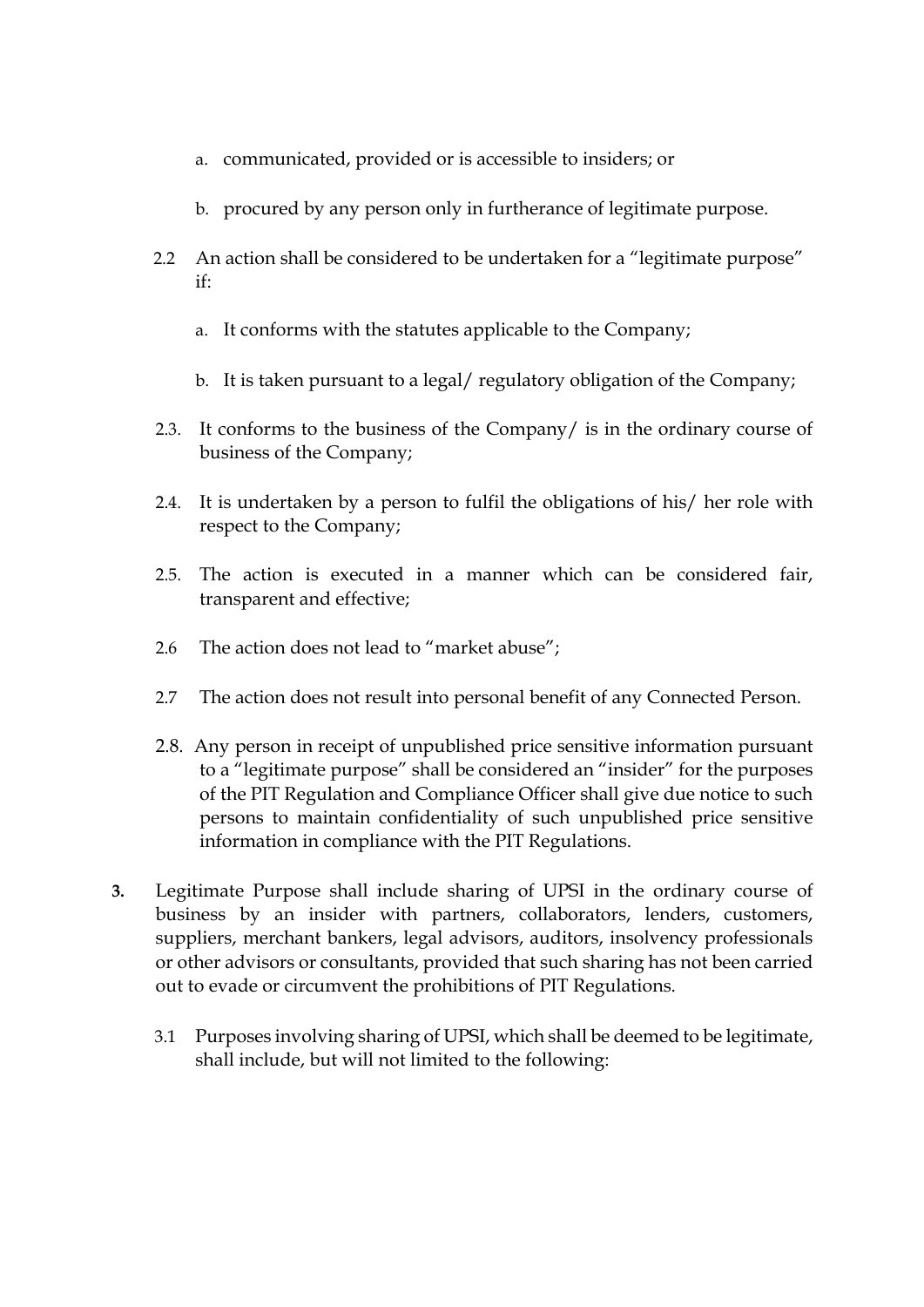a. communicated, provided or is accessible to insiders; or

b. procured by any person only in furtherance of legitimate purpose.

2.2 An action shall be considered to be undertaken for a "legitimate purpose" if:

a. It conforms with the statutes applicable to the Company;

b. It is taken pursuant to a legal/ regulatory obligation of the Company;

2.3. It conforms to the business of the Company/ is in the ordinary course of business of the Company;

2.4. It is undertaken by a person to fulfil the obligations of his/ her role with respect to the Company;

2.5. The action is executed in a manner which can be considered fair, transparent and effective;

2.6 The action does not lead to "market abuse";

2.7 The action does not result into personal benefit of any Connected Person.

2.8. Any person in receipt of unpublished price sensitive information pursuant to a "legitimate purpose" shall be considered an "insider" for the purposes of the PIT Regulation and Compliance Officer shall give due notice to such persons to maintain confidentiality of such unpublished price sensitive information in compliance with the PIT Regulations.

**3.** Legitimate Purpose shall include sharing of UPSI in the ordinary course of business by an insider with partners, collaborators, lenders, customers, suppliers, merchant bankers, legal advisors, auditors, insolvency professionals or other advisors or consultants, provided that such sharing has not been carried out to evade or circumvent the prohibitions of PIT Regulations.

3.1 Purposes involving sharing of UPSI, which shall be deemed to be legitimate, shall include, but will not limited to the following: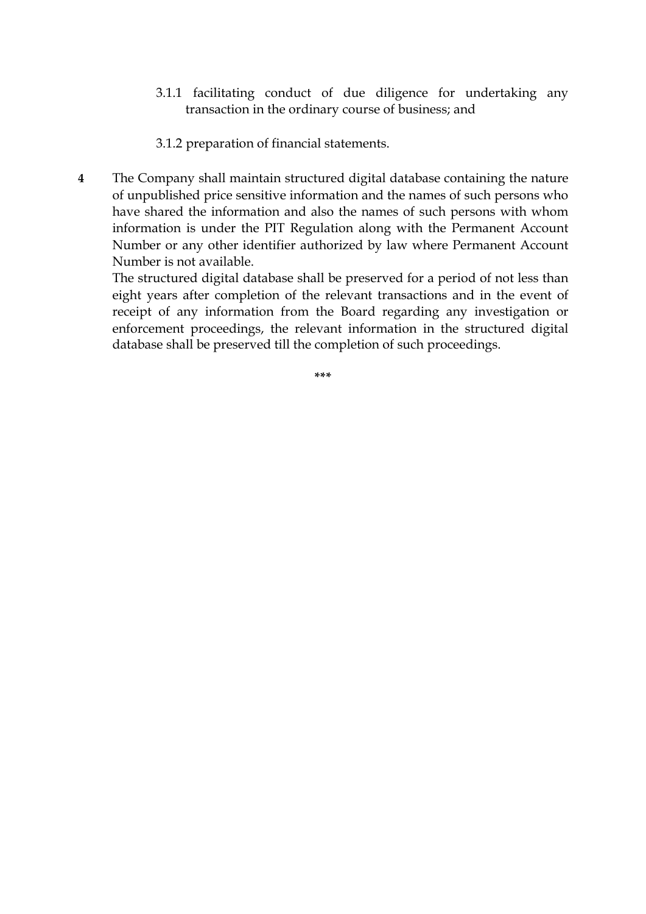3.1.1 facilitating conduct of due diligence for undertaking any transaction in the ordinary course of business; and

3.1.2 preparation of financial statements.

**4** The Company shall maintain structured digital database containing the nature of unpublished price sensitive information and the names of such persons who have shared the information and also the names of such persons with whom information is under the PIT Regulation along with the Permanent Account Number or any other identifier authorized by law where Permanent Account Number is not available.

The structured digital database shall be preserved for a period of not less than eight years after completion of the relevant transactions and in the event of receipt of any information from the Board regarding any investigation or enforcement proceedings, the relevant information in the structured digital database shall be preserved till the completion of such proceedings.

***